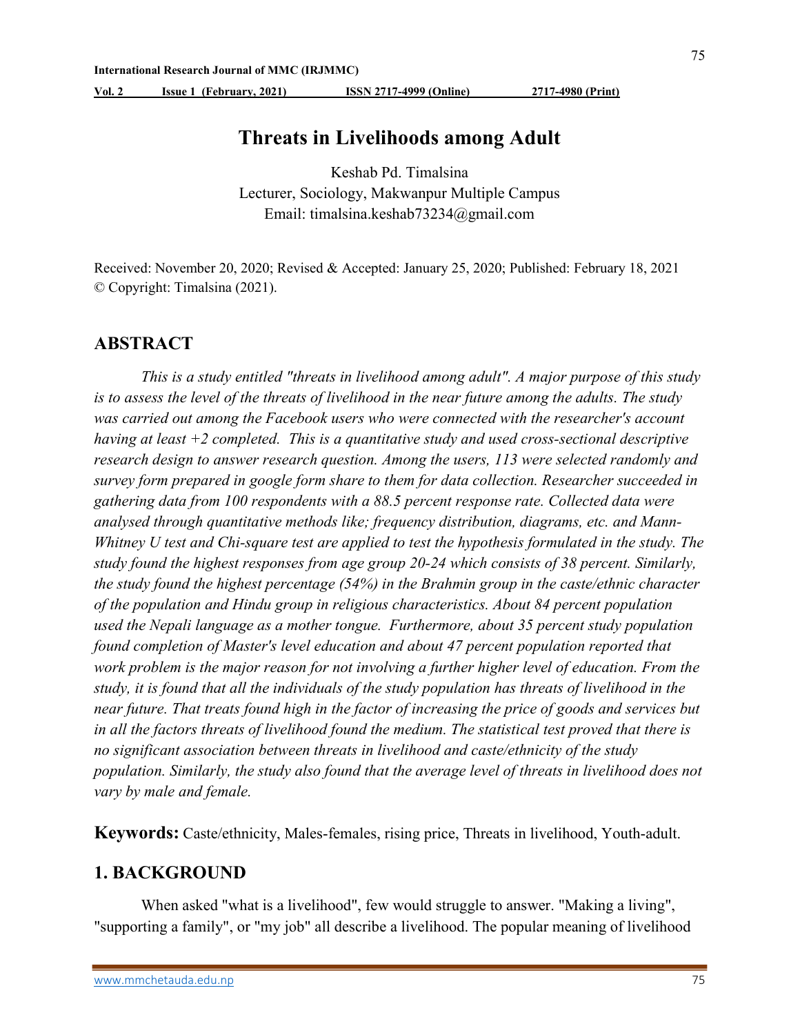# Threats in Livelihoods among Adult

Keshab Pd. Timalsina
Lecturer, Sociology, Makwanpur Multiple Campus
Email: timalsina.keshab73234@gmail.com

Received: November 20, 2020; Revised & Accepted: January 25, 2020; Published: February 18, 2021
© Copyright: Timalsina (2021).

## ABSTRACT

*This is a study entitled "threats in livelihood among adult". A major purpose of this study is to assess the level of the threats of livelihood in the near future among the adults. The study was carried out among the Facebook users who were connected with the researcher's account having at least +2 completed. This is a quantitative study and used cross-sectional descriptive research design to answer research question. Among the users, 113 were selected randomly and survey form prepared in google form share to them for data collection. Researcher succeeded in gathering data from 100 respondents with a 88.5 percent response rate. Collected data were analysed through quantitative methods like; frequency distribution, diagrams, etc. and Mann-Whitney U test and Chi-square test are applied to test the hypothesis formulated in the study. The study found the highest responses from age group 20-24 which consists of 38 percent. Similarly, the study found the highest percentage (54%) in the Brahmin group in the caste/ethnic character of the population and Hindu group in religious characteristics. About 84 percent population used the Nepali language as a mother tongue. Furthermore, about 35 percent study population found completion of Master's level education and about 47 percent population reported that work problem is the major reason for not involving a further higher level of education. From the study, it is found that all the individuals of the study population has threats of livelihood in the near future. That treats found high in the factor of increasing the price of goods and services but in all the factors threats of livelihood found the medium. The statistical test proved that there is no significant association between threats in livelihood and caste/ethnicity of the study population. Similarly, the study also found that the average level of threats in livelihood does not vary by male and female.*

**Keywords:** Caste/ethnicity, Males-females, rising price, Threats in livelihood, Youth-adult.

## 1. BACKGROUND

When asked "what is a livelihood", few would struggle to answer. "Making a living", "supporting a family", or "my job" all describe a livelihood. The popular meaning of livelihood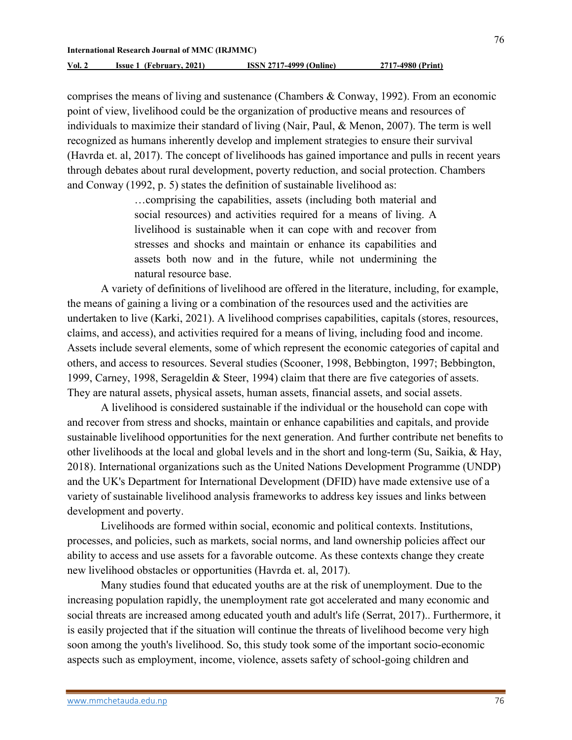comprises the means of living and sustenance (Chambers & Conway, 1992). From an economic point of view, livelihood could be the organization of productive means and resources of individuals to maximize their standard of living (Nair, Paul, & Menon, 2007). The term is well recognized as humans inherently develop and implement strategies to ensure their survival (Havrda et. al, 2017). The concept of livelihoods has gained importance and pulls in recent years through debates about rural development, poverty reduction, and social protection. Chambers and Conway (1992, p. 5) states the definition of sustainable livelihood as:

> …comprising the capabilities, assets (including both material and social resources) and activities required for a means of living. A livelihood is sustainable when it can cope with and recover from stresses and shocks and maintain or enhance its capabilities and assets both now and in the future, while not undermining the natural resource base.

A variety of definitions of livelihood are offered in the literature, including, for example, the means of gaining a living or a combination of the resources used and the activities are undertaken to live (Karki, 2021). A livelihood comprises capabilities, capitals (stores, resources, claims, and access), and activities required for a means of living, including food and income. Assets include several elements, some of which represent the economic categories of capital and others, and access to resources. Several studies (Scooner, 1998, Bebbington, 1997; Bebbington, 1999, Carney, 1998, Serageldin & Steer, 1994) claim that there are five categories of assets. They are natural assets, physical assets, human assets, financial assets, and social assets.

A livelihood is considered sustainable if the individual or the household can cope with and recover from stress and shocks, maintain or enhance capabilities and capitals, and provide sustainable livelihood opportunities for the next generation. And further contribute net benefits to other livelihoods at the local and global levels and in the short and long-term (Su, Saikia, & Hay, 2018). International organizations such as the United Nations Development Programme (UNDP) and the UK's Department for International Development (DFID) have made extensive use of a variety of sustainable livelihood analysis frameworks to address key issues and links between development and poverty.

Livelihoods are formed within social, economic and political contexts. Institutions, processes, and policies, such as markets, social norms, and land ownership policies affect our ability to access and use assets for a favorable outcome. As these contexts change they create new livelihood obstacles or opportunities (Havrda et. al, 2017).

Many studies found that educated youths are at the risk of unemployment. Due to the increasing population rapidly, the unemployment rate got accelerated and many economic and social threats are increased among educated youth and adult's life (Serrat, 2017).. Furthermore, it is easily projected that if the situation will continue the threats of livelihood become very high soon among the youth's livelihood. So, this study took some of the important socio-economic aspects such as employment, income, violence, assets safety of school-going children and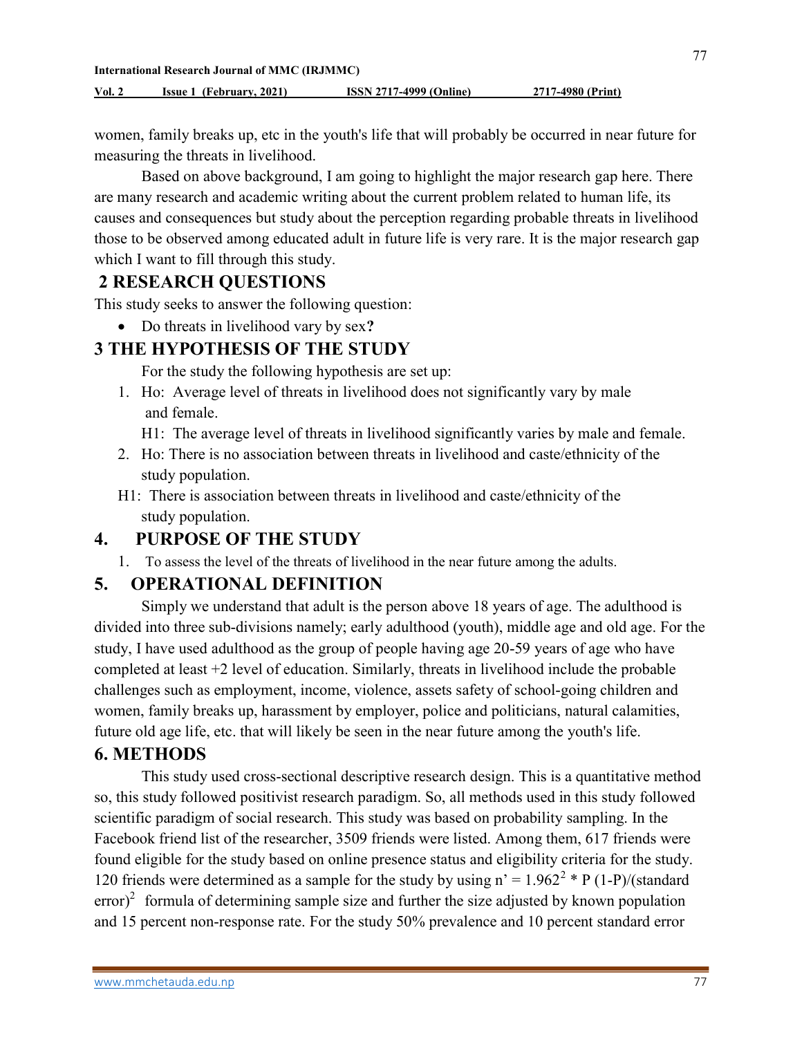women, family breaks up, etc in the youth's life that will probably be occurred in near future for measuring the threats in livelihood.

Based on above background, I am going to highlight the major research gap here. There are many research and academic writing about the current problem related to human life, its causes and consequences but study about the perception regarding probable threats in livelihood those to be observed among educated adult in future life is very rare. It is the major research gap which I want to fill through this study.

## 2 RESEARCH QUESTIONS

This study seeks to answer the following question:

- Do threats in livelihood vary by sex**?**

## 3 THE HYPOTHESIS OF THE STUDY

For the study the following hypothesis are set up:

1. Ho: Average level of threats in livelihood does not significantly vary by male and female.

   H1: The average level of threats in livelihood significantly varies by male and female.

2. Ho: There is no association between threats in livelihood and caste/ethnicity of the study population.

   H1: There is association between threats in livelihood and caste/ethnicity of the study population.

## 4. PURPOSE OF THE STUDY

1. To assess the level of the threats of livelihood in the near future among the adults.

## 5. OPERATIONAL DEFINITION

Simply we understand that adult is the person above 18 years of age. The adulthood is divided into three sub-divisions namely; early adulthood (youth), middle age and old age. For the study, I have used adulthood as the group of people having age 20-59 years of age who have completed at least +2 level of education. Similarly, threats in livelihood include the probable challenges such as employment, income, violence, assets safety of school-going children and women, family breaks up, harassment by employer, police and politicians, natural calamities, future old age life, etc. that will likely be seen in the near future among the youth's life.

## 6. METHODS

This study used cross-sectional descriptive research design. This is a quantitative method so, this study followed positivist research paradigm. So, all methods used in this study followed scientific paradigm of social research. This study was based on probability sampling. In the Facebook friend list of the researcher, 3509 friends were listed. Among them, 617 friends were found eligible for the study based on online presence status and eligibility criteria for the study. 120 friends were determined as a sample for the study by using $n' = 1.962^2 * P(1-P)/(\text{standard error})^2$ formula of determining sample size and further the size adjusted by known population and 15 percent non-response rate. For the study 50% prevalence and 10 percent standard error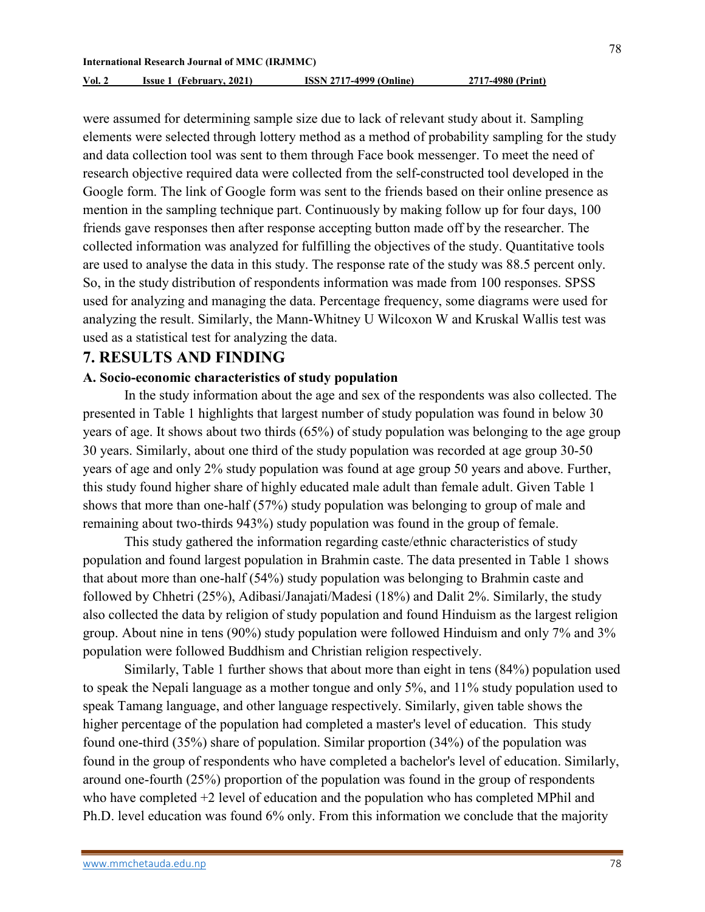were assumed for determining sample size due to lack of relevant study about it. Sampling elements were selected through lottery method as a method of probability sampling for the study and data collection tool was sent to them through Face book messenger. To meet the need of research objective required data were collected from the self-constructed tool developed in the Google form. The link of Google form was sent to the friends based on their online presence as mention in the sampling technique part. Continuously by making follow up for four days, 100 friends gave responses then after response accepting button made off by the researcher. The collected information was analyzed for fulfilling the objectives of the study. Quantitative tools are used to analyse the data in this study. The response rate of the study was 88.5 percent only. So, in the study distribution of respondents information was made from 100 responses. SPSS used for analyzing and managing the data. Percentage frequency, some diagrams were used for analyzing the result. Similarly, the Mann-Whitney U Wilcoxon W and Kruskal Wallis test was used as a statistical test for analyzing the data.

## 7. RESULTS AND FINDING

### A. Socio-economic characteristics of study population

In the study information about the age and sex of the respondents was also collected. The presented in Table 1 highlights that largest number of study population was found in below 30 years of age. It shows about two thirds (65%) of study population was belonging to the age group 30 years. Similarly, about one third of the study population was recorded at age group 30-50 years of age and only 2% study population was found at age group 50 years and above. Further, this study found higher share of highly educated male adult than female adult. Given Table 1 shows that more than one-half (57%) study population was belonging to group of male and remaining about two-thirds 943%) study population was found in the group of female.

This study gathered the information regarding caste/ethnic characteristics of study population and found largest population in Brahmin caste. The data presented in Table 1 shows that about more than one-half (54%) study population was belonging to Brahmin caste and followed by Chhetri (25%), Adibasi/Janajati/Madesi (18%) and Dalit 2%. Similarly, the study also collected the data by religion of study population and found Hinduism as the largest religion group. About nine in tens (90%) study population were followed Hinduism and only 7% and 3% population were followed Buddhism and Christian religion respectively.

Similarly, Table 1 further shows that about more than eight in tens (84%) population used to speak the Nepali language as a mother tongue and only 5%, and 11% study population used to speak Tamang language, and other language respectively. Similarly, given table shows the higher percentage of the population had completed a master's level of education. This study found one-third (35%) share of population. Similar proportion (34%) of the population was found in the group of respondents who have completed a bachelor's level of education. Similarly, around one-fourth (25%) proportion of the population was found in the group of respondents who have completed +2 level of education and the population who has completed MPhil and Ph.D. level education was found 6% only. From this information we conclude that the majority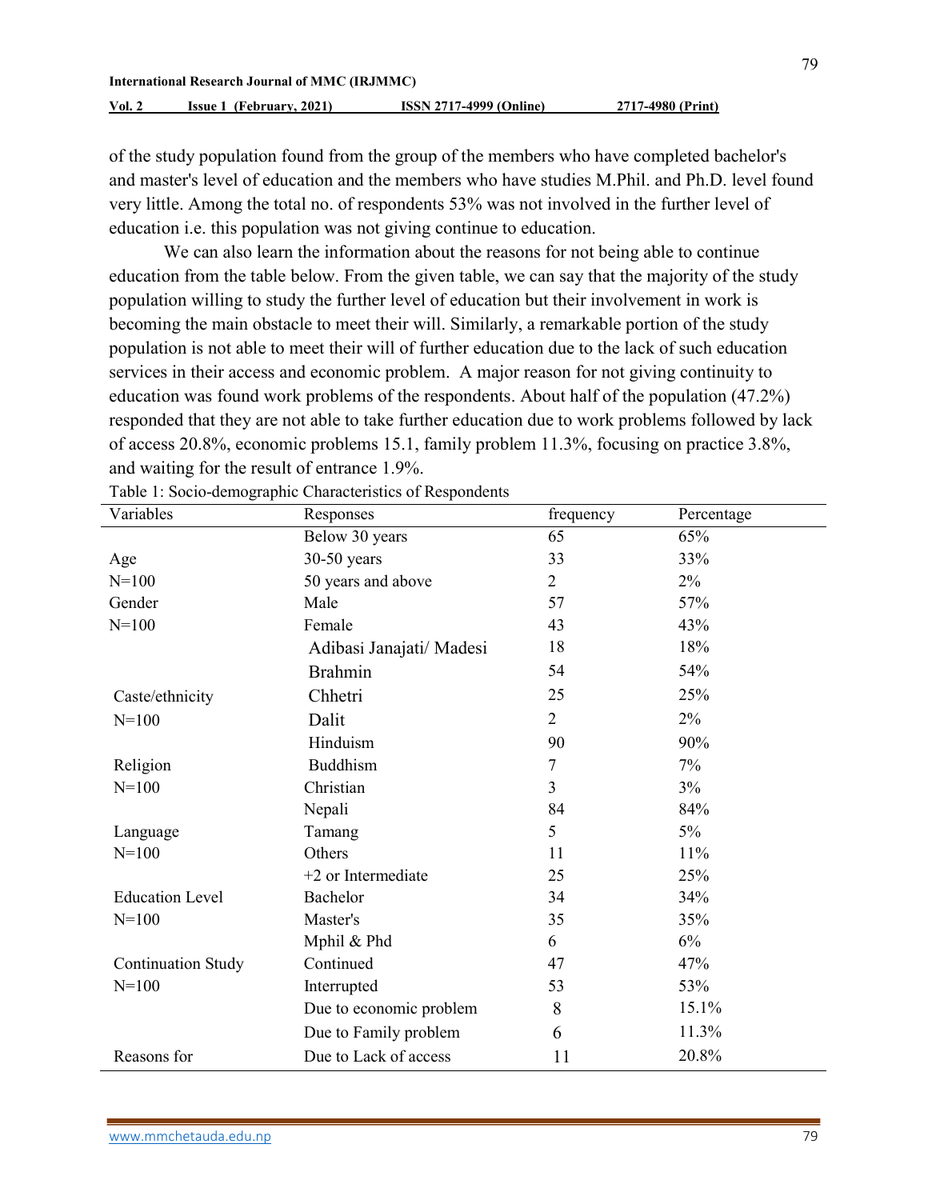of the study population found from the group of the members who have completed bachelor's and master's level of education and the members who have studies M.Phil. and Ph.D. level found very little. Among the total no. of respondents 53% was not involved in the further level of education i.e. this population was not giving continue to education.

We can also learn the information about the reasons for not being able to continue education from the table below. From the given table, we can say that the majority of the study population willing to study the further level of education but their involvement in work is becoming the main obstacle to meet their will. Similarly, a remarkable portion of the study population is not able to meet their will of further education due to the lack of such education services in their access and economic problem. A major reason for not giving continuity to education was found work problems of the respondents. About half of the population (47.2%) responded that they are not able to take further education due to work problems followed by lack of access 20.8%, economic problems 15.1, family problem 11.3%, focusing on practice 3.8%, and waiting for the result of entrance 1.9%.

Table 1: Socio-demographic Characteristics of Respondents

| Variables | Responses | frequency | Percentage |
|---|---|---|---|
| | Below 30 years | 65 | 65% |
| Age | 30-50 years | 33 | 33% |
| N=100 | 50 years and above | 2 | 2% |
| Gender | Male | 57 | 57% |
| N=100 | Female | 43 | 43% |
| | Adibasi Janajati/ Madesi | 18 | 18% |
| | Brahmin | 54 | 54% |
| Caste/ethnicity | Chhetri | 25 | 25% |
| N=100 | Dalit | 2 | 2% |
| | Hinduism | 90 | 90% |
| Religion | Buddhism | 7 | 7% |
| N=100 | Christian | 3 | 3% |
| | Nepali | 84 | 84% |
| Language | Tamang | 5 | 5% |
| N=100 | Others | 11 | 11% |
| | +2 or Intermediate | 25 | 25% |
| Education Level | Bachelor | 34 | 34% |
| N=100 | Master's | 35 | 35% |
| | Mphil & Phd | 6 | 6% |
| Continuation Study | Continued | 47 | 47% |
| N=100 | Interrupted | 53 | 53% |
| | Due to economic problem | 8 | 15.1% |
| | Due to Family problem | 6 | 11.3% |
| Reasons for | Due to Lack of access | 11 | 20.8% |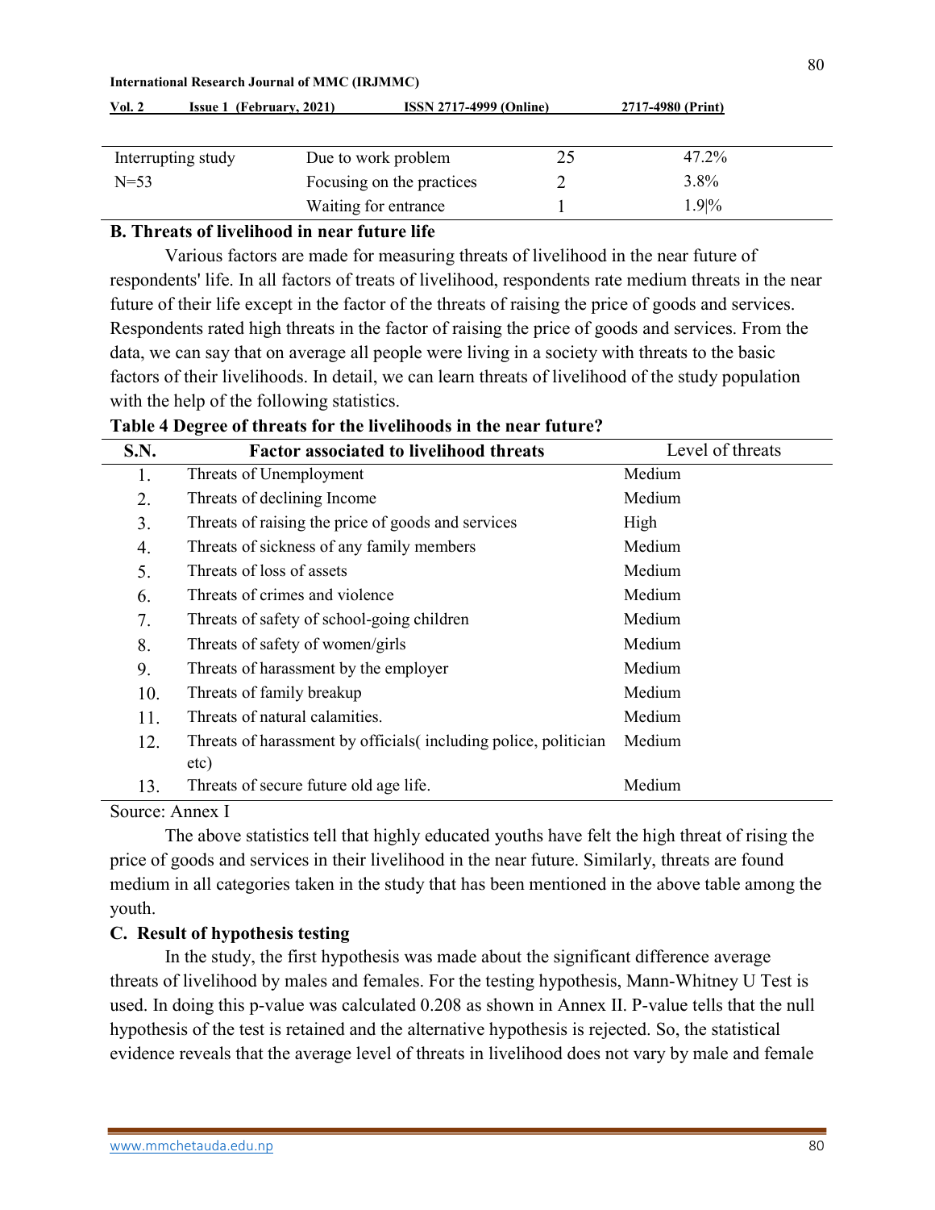| Interrupting study | Due to work problem | 25 | 47.2% |
|---|---|---|---|
| N=53 | Focusing on the practices | 2 | 3.8% |
| | Waiting for entrance | 1 | 1.9\|% |

### B. Threats of livelihood in near future life

Various factors are made for measuring threats of livelihood in the near future of respondents' life. In all factors of treats of livelihood, respondents rate medium threats in the near future of their life except in the factor of the threats of raising the price of goods and services. Respondents rated high threats in the factor of raising the price of goods and services. From the data, we can say that on average all people were living in a society with threats to the basic factors of their livelihoods. In detail, we can learn threats of livelihood of the study population with the help of the following statistics.

**Table 4 Degree of threats for the livelihoods in the near future?**

| S.N. | Factor associated to livelihood threats | Level of threats |
|---|---|---|
| 1. | Threats of Unemployment | Medium |
| 2. | Threats of declining Income | Medium |
| 3. | Threats of raising the price of goods and services | High |
| 4. | Threats of sickness of any family members | Medium |
| 5. | Threats of loss of assets | Medium |
| 6. | Threats of crimes and violence | Medium |
| 7. | Threats of safety of school-going children | Medium |
| 8. | Threats of safety of women/girls | Medium |
| 9. | Threats of harassment by the employer | Medium |
| 10. | Threats of family breakup | Medium |
| 11. | Threats of natural calamities. | Medium |
| 12. | Threats of harassment by officials( including police, politician etc) | Medium |
| 13. | Threats of secure future old age life. | Medium |

Source: Annex I

The above statistics tell that highly educated youths have felt the high threat of rising the price of goods and services in their livelihood in the near future. Similarly, threats are found medium in all categories taken in the study that has been mentioned in the above table among the youth.

### C. Result of hypothesis testing

In the study, the first hypothesis was made about the significant difference average threats of livelihood by males and females. For the testing hypothesis, Mann-Whitney U Test is used. In doing this p-value was calculated 0.208 as shown in Annex II. P-value tells that the null hypothesis of the test is retained and the alternative hypothesis is rejected. So, the statistical evidence reveals that the average level of threats in livelihood does not vary by male and female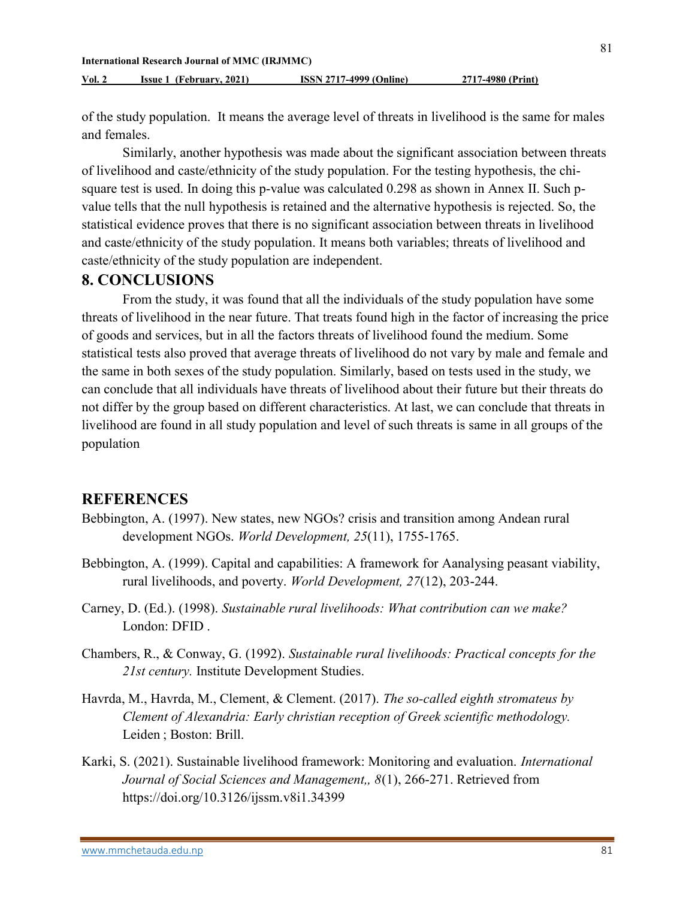of the study population. It means the average level of threats in livelihood is the same for males and females.

Similarly, another hypothesis was made about the significant association between threats of livelihood and caste/ethnicity of the study population. For the testing hypothesis, the chi-square test is used. In doing this p-value was calculated 0.298 as shown in Annex II. Such p-value tells that the null hypothesis is retained and the alternative hypothesis is rejected. So, the statistical evidence proves that there is no significant association between threats in livelihood and caste/ethnicity of the study population. It means both variables; threats of livelihood and caste/ethnicity of the study population are independent.

## 8. CONCLUSIONS

From the study, it was found that all the individuals of the study population have some threats of livelihood in the near future. That treats found high in the factor of increasing the price of goods and services, but in all the factors threats of livelihood found the medium. Some statistical tests also proved that average threats of livelihood do not vary by male and female and the same in both sexes of the study population. Similarly, based on tests used in the study, we can conclude that all individuals have threats of livelihood about their future but their threats do not differ by the group based on different characteristics. At last, we can conclude that threats in livelihood are found in all study population and level of such threats is same in all groups of the population

## REFERENCES

Bebbington, A. (1997). New states, new NGOs? crisis and transition among Andean rural development NGOs. *World Development, 25*(11), 1755-1765.

Bebbington, A. (1999). Capital and capabilities: A framework for Aanalysing peasant viability, rural livelihoods, and poverty. *World Development, 27*(12), 203-244.

Carney, D. (Ed.). (1998). *Sustainable rural livelihoods: What contribution can we make?* London: DFID .

Chambers, R., & Conway, G. (1992). *Sustainable rural livelihoods: Practical concepts for the 21st century.* Institute Development Studies.

Havrda, M., Havrda, M., Clement, & Clement. (2017). *The so-called eighth stromateus by Clement of Alexandria: Early christian reception of Greek scientific methodology.* Leiden ; Boston: Brill.

Karki, S. (2021). Sustainable livelihood framework: Monitoring and evaluation. *International Journal of Social Sciences and Management,, 8*(1), 266-271. Retrieved from https://doi.org/10.3126/ijssm.v8i1.34399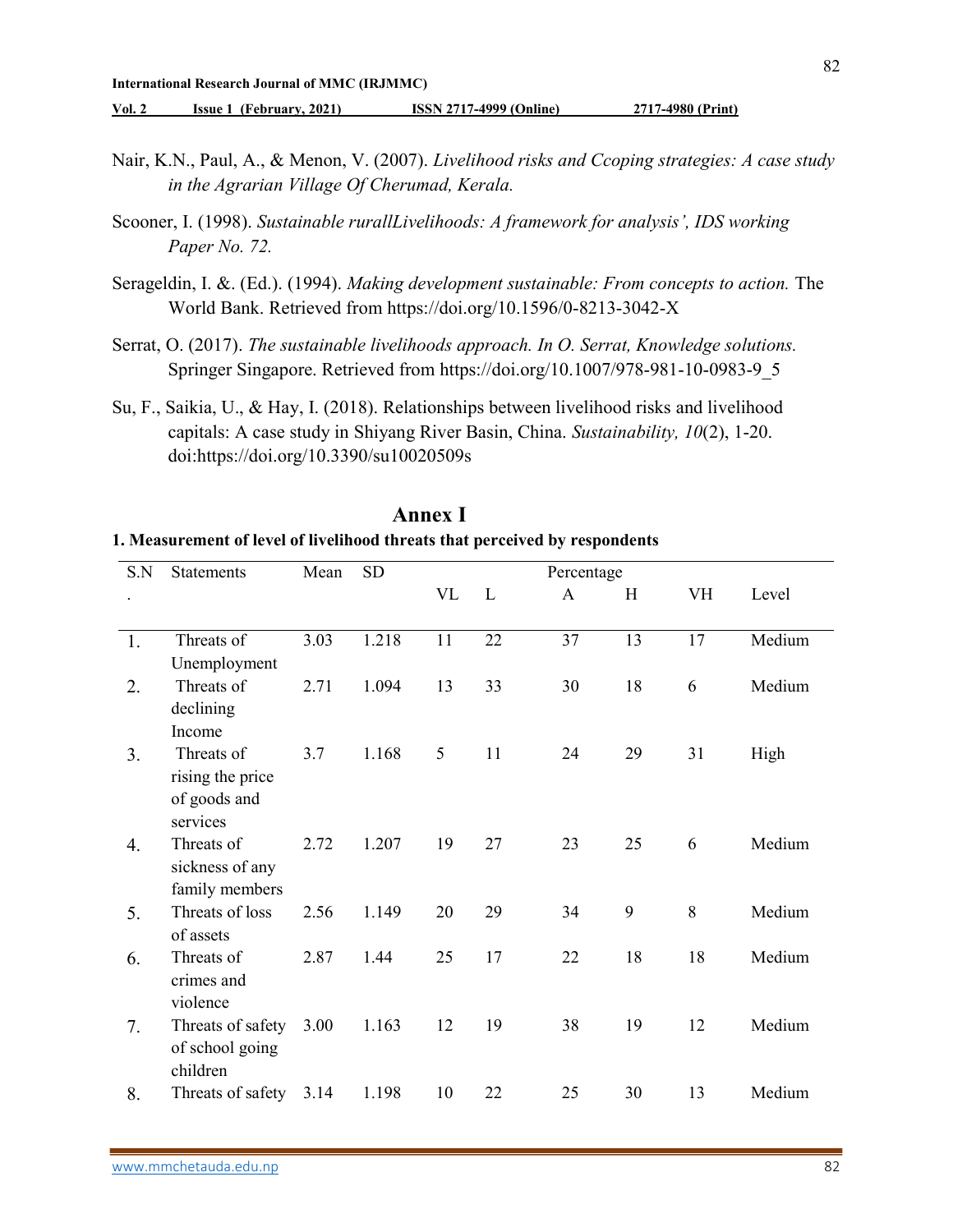Nair, K.N., Paul, A., & Menon, V. (2007). *Livelihood risks and Ccoping strategies: A case study in the Agrarian Village Of Cherumad, Kerala.*

Scooner, I. (1998). *Sustainable rurallLivelihoods: A framework for analysis', IDS working Paper No. 72.*

Serageldin, I. &. (Ed.). (1994). *Making development sustainable: From concepts to action.* The World Bank. Retrieved from https://doi.org/10.1596/0-8213-3042-X

Serrat, O. (2017). *The sustainable livelihoods approach. In O. Serrat, Knowledge solutions.* Springer Singapore. Retrieved from https://doi.org/10.1007/978-981-10-0983-9_5

Su, F., Saikia, U., & Hay, I. (2018). Relationships between livelihood risks and livelihood capitals: A case study in Shiyang River Basin, China. *Sustainability, 10*(2), 1-20. doi:https://doi.org/10.3390/su10020509s

## Annex I

**1. Measurement of level of livelihood threats that perceived by respondents**

| S.N. | Statements | Mean | SD | Percentage | | | | | |
|---|---|---|---|---|---|---|---|---|---|
| | | | | VL | L | A | H | VH | Level |
| 1. | Threats of Unemployment | 3.03 | 1.218 | 11 | 22 | 37 | 13 | 17 | Medium |
| 2. | Threats of declining Income | 2.71 | 1.094 | 13 | 33 | 30 | 18 | 6 | Medium |
| 3. | Threats of rising the price of goods and services | 3.7 | 1.168 | 5 | 11 | 24 | 29 | 31 | High |
| 4. | Threats of sickness of any family members | 2.72 | 1.207 | 19 | 27 | 23 | 25 | 6 | Medium |
| 5. | Threats of loss of assets | 2.56 | 1.149 | 20 | 29 | 34 | 9 | 8 | Medium |
| 6. | Threats of crimes and violence | 2.87 | 1.44 | 25 | 17 | 22 | 18 | 18 | Medium |
| 7. | Threats of safety of school going children | 3.00 | 1.163 | 12 | 19 | 38 | 19 | 12 | Medium |
| 8. | Threats of safety | 3.14 | 1.198 | 10 | 22 | 25 | 30 | 13 | Medium |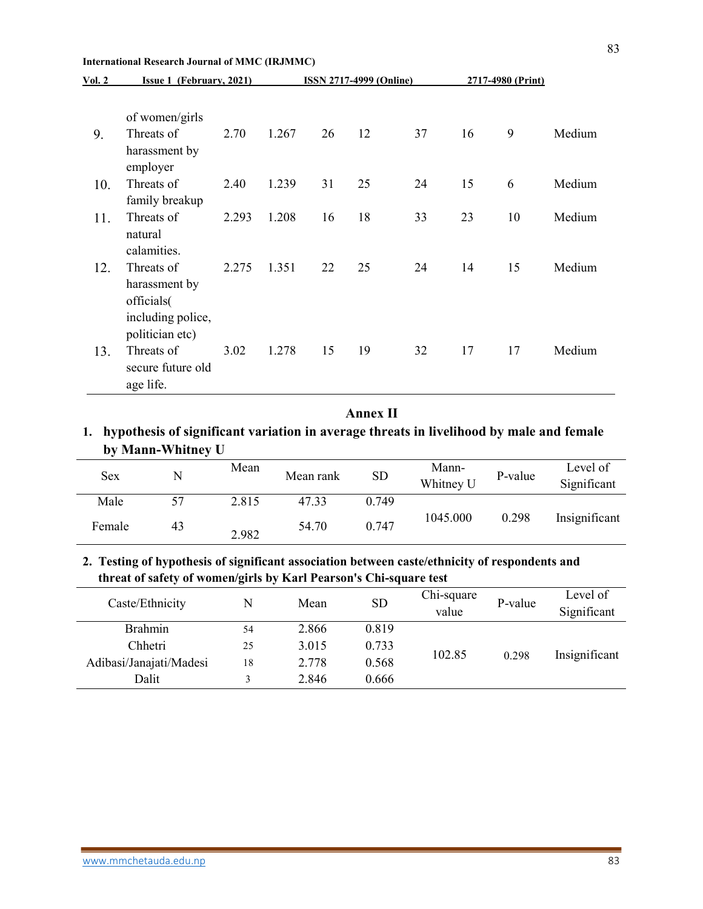| | | | | | | | | | |
|---|---|---|---|---|---|---|---|---|---|
| | of women/girls | | | | | | | | |
| 9. | Threats of harassment by employer | 2.70 | 1.267 | 26 | 12 | 37 | 16 | 9 | Medium |
| 10. | Threats of family breakup | 2.40 | 1.239 | 31 | 25 | 24 | 15 | 6 | Medium |
| 11. | Threats of natural calamities. | 2.293 | 1.208 | 16 | 18 | 33 | 23 | 10 | Medium |
| 12. | Threats of harassment by officials( including police, politician etc) | 2.275 | 1.351 | 22 | 25 | 24 | 14 | 15 | Medium |
| 13. | Threats of secure future old age life. | 3.02 | 1.278 | 15 | 19 | 32 | 17 | 17 | Medium |

## Annex II

**1. hypothesis of significant variation in average threats in livelihood by male and female by Mann-Whitney U**

| Sex | N | Mean | Mean rank | SD | Mann-Whitney U | P-value | Level of Significant |
|---|---|---|---|---|---|---|---|
| Male | 57 | 2.815 | 47.33 | 0.749 | 1045.000 | 0.298 | Insignificant |
| Female | 43 | 2.982 | 54.70 | 0.747 | | | |

**2. Testing of hypothesis of significant association between caste/ethnicity of respondents and threat of safety of women/girls by Karl Pearson's Chi-square test**

| Caste/Ethnicity | N | Mean | SD | Chi-square value | P-value | Level of Significant |
|---|---|---|---|---|---|---|
| Brahmin | 54 | 2.866 | 0.819 | 102.85 | 0.298 | Insignificant |
| Chhetri | 25 | 3.015 | 0.733 | | | |
| Adibasi/Janajati/Madesi | 18 | 2.778 | 0.568 | | | |
| Dalit | 3 | 2.846 | 0.666 | | | |